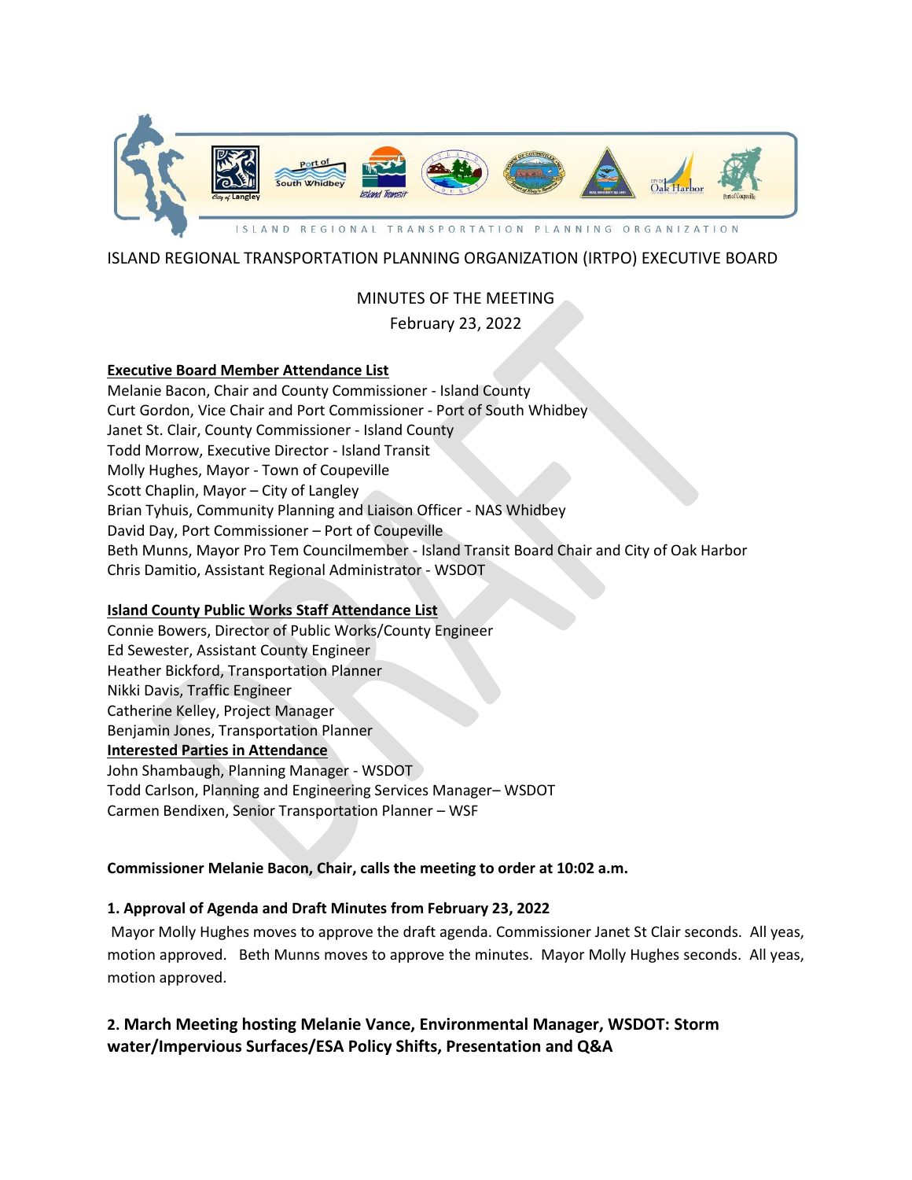ISLAND REGIONAL TRANSPORTATION PLANNING ORGANIZATION

# ISLAND REGIONAL TRANSPORTATION PLANNING ORGANIZATION (IRTPO) EXECUTIVE BOARD

MINUTES OF THE MEETING

February 23, 2022

**Executive Board Member Attendance List**

Melanie Bacon, Chair and County Commissioner - Island County
Curt Gordon, Vice Chair and Port Commissioner - Port of South Whidbey
Janet St. Clair, County Commissioner - Island County
Todd Morrow, Executive Director - Island Transit
Molly Hughes, Mayor - Town of Coupeville
Scott Chaplin, Mayor – City of Langley
Brian Tyhuis, Community Planning and Liaison Officer - NAS Whidbey
David Day, Port Commissioner – Port of Coupeville
Beth Munns, Mayor Pro Tem Councilmember - Island Transit Board Chair and City of Oak Harbor
Chris Damitio, Assistant Regional Administrator - WSDOT

**Island County Public Works Staff Attendance List**

Connie Bowers, Director of Public Works/County Engineer
Ed Sewester, Assistant County Engineer
Heather Bickford, Transportation Planner
Nikki Davis, Traffic Engineer
Catherine Kelley, Project Manager
Benjamin Jones, Transportation Planner

**Interested Parties in Attendance**

John Shambaugh, Planning Manager - WSDOT
Todd Carlson, Planning and Engineering Services Manager– WSDOT
Carmen Bendixen, Senior Transportation Planner – WSF

**Commissioner Melanie Bacon, Chair, calls the meeting to order at 10:02 a.m.**

**1. Approval of Agenda and Draft Minutes from February 23, 2022**

Mayor Molly Hughes moves to approve the draft agenda. Commissioner Janet St Clair seconds. All yeas, motion approved. Beth Munns moves to approve the minutes. Mayor Molly Hughes seconds. All yeas, motion approved.

**2. March Meeting hosting Melanie Vance, Environmental Manager, WSDOT: Storm water/Impervious Surfaces/ESA Policy Shifts, Presentation and Q&A**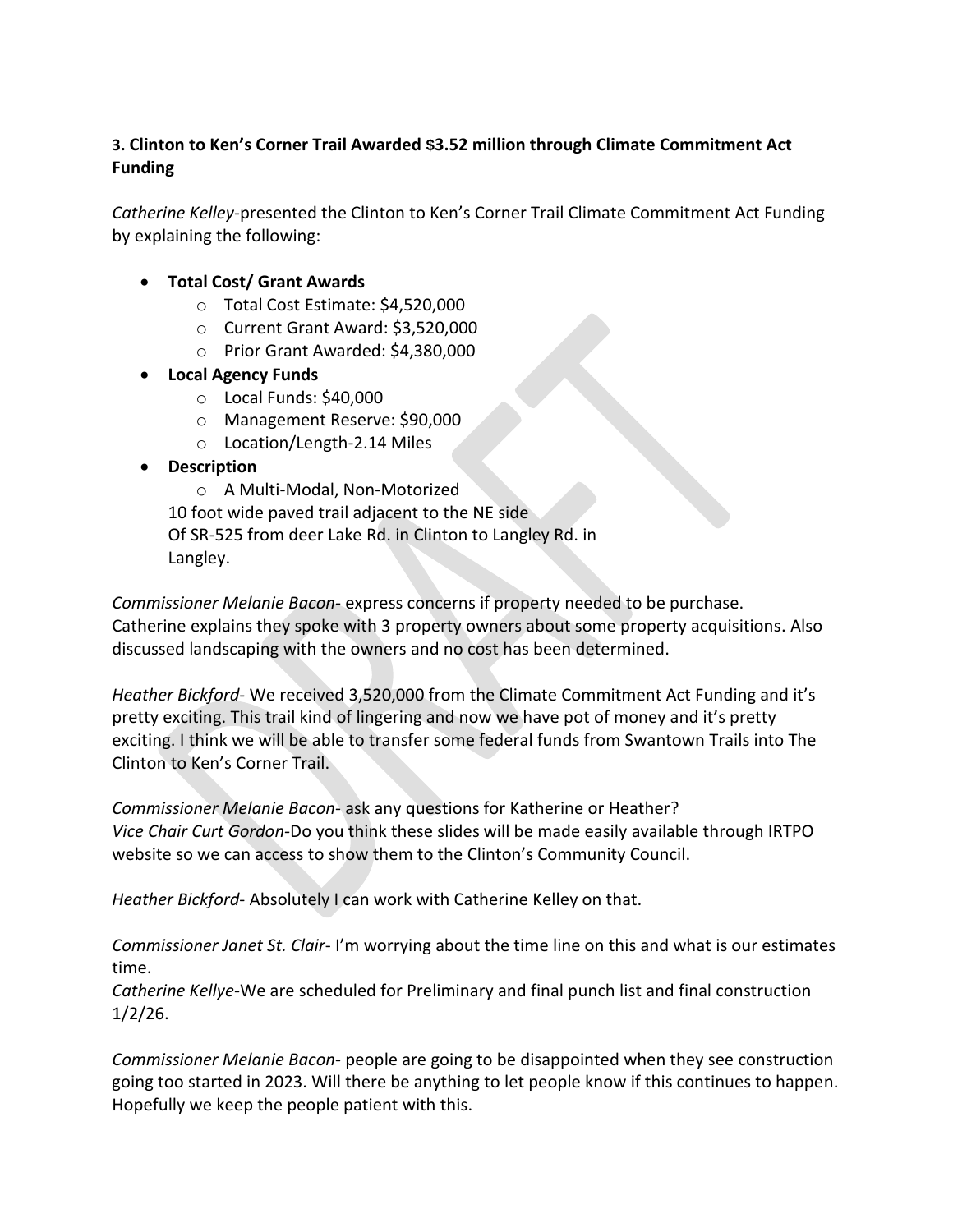**3. Clinton to Ken's Corner Trail Awarded $3.52 million through Climate Commitment Act Funding**

*Catherine Kelley*-presented the Clinton to Ken's Corner Trail Climate Commitment Act Funding by explaining the following:

- **Total Cost/ Grant Awards**
  - Total Cost Estimate: $4,520,000
  - Current Grant Award: $3,520,000
  - Prior Grant Awarded: $4,380,000
- **Local Agency Funds**
  - Local Funds: $40,000
  - Management Reserve: $90,000
  - Location/Length-2.14 Miles
- **Description**
  - A Multi-Modal, Non-Motorized 10 foot wide paved trail adjacent to the NE side Of SR-525 from deer Lake Rd. in Clinton to Langley Rd. in Langley.

*Commissioner Melanie Bacon*- express concerns if property needed to be purchase. Catherine explains they spoke with 3 property owners about some property acquisitions. Also discussed landscaping with the owners and no cost has been determined.

*Heather Bickford*- We received 3,520,000 from the Climate Commitment Act Funding and it's pretty exciting. This trail kind of lingering and now we have pot of money and it's pretty exciting. I think we will be able to transfer some federal funds from Swantown Trails into The Clinton to Ken's Corner Trail.

*Commissioner Melanie Bacon*- ask any questions for Katherine or Heather?
*Vice Chair Curt Gordon*-Do you think these slides will be made easily available through IRTPO website so we can access to show them to the Clinton's Community Council.

*Heather Bickford*- Absolutely I can work with Catherine Kelley on that.

*Commissioner Janet St. Clair*- I'm worrying about the time line on this and what is our estimates time.
*Catherine Kellye*-We are scheduled for Preliminary and final punch list and final construction 1/2/26.

*Commissioner Melanie Bacon*- people are going to be disappointed when they see construction going too started in 2023. Will there be anything to let people know if this continues to happen. Hopefully we keep the people patient with this.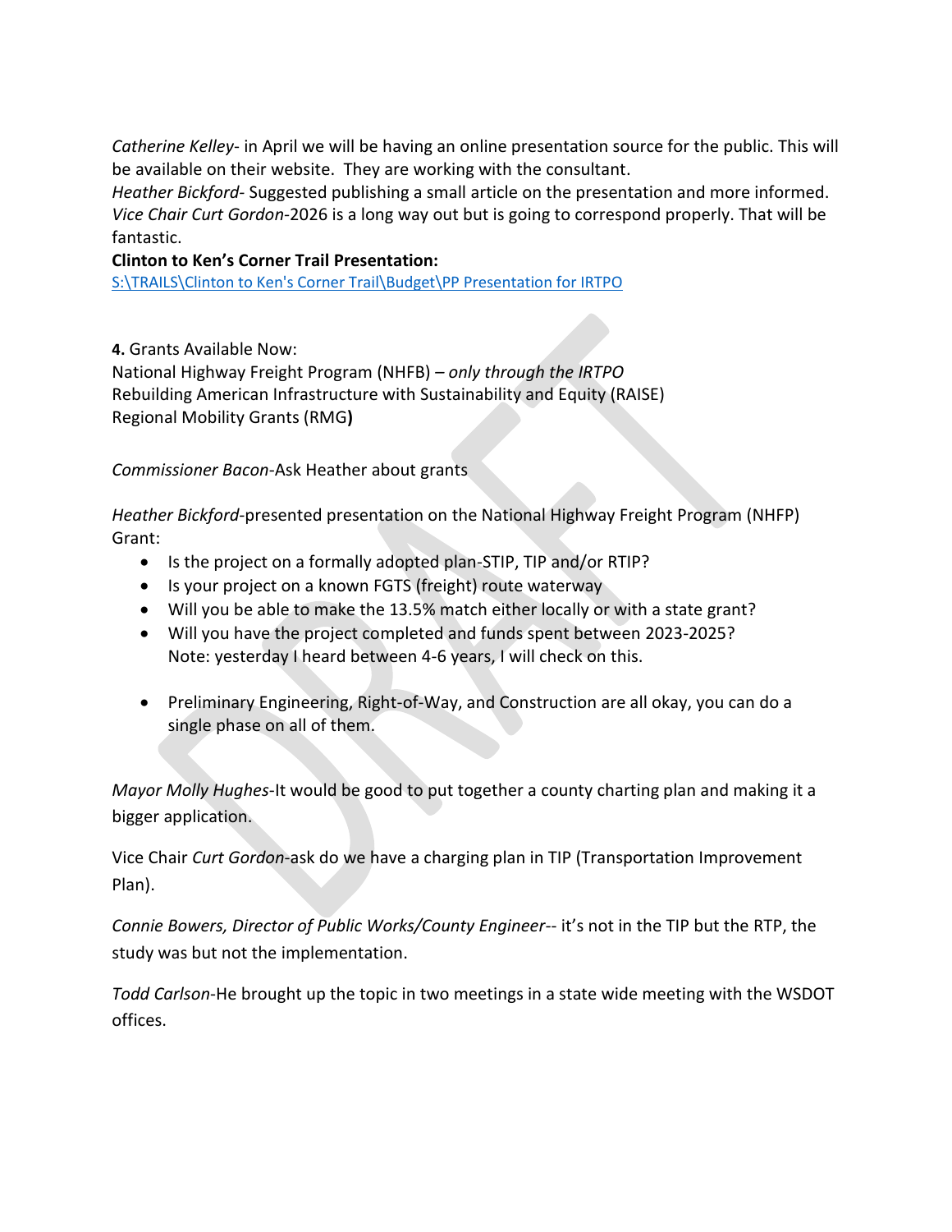*Catherine Kelley*- in April we will be having an online presentation source for the public. This will be available on their website. They are working with the consultant.
*Heather Bickford*- Suggested publishing a small article on the presentation and more informed.
*Vice Chair Curt Gordon*-2026 is a long way out but is going to correspond properly. That will be fantastic.

**Clinton to Ken's Corner Trail Presentation:**
S:\TRAILS\Clinton to Ken's Corner Trail\Budget\PP Presentation for IRTPO

**4.** Grants Available Now:
National Highway Freight Program (NHFB) – *only through the IRTPO*
Rebuilding American Infrastructure with Sustainability and Equity (RAISE)
Regional Mobility Grants (RMG**)**

*Commissioner Bacon*-Ask Heather about grants

*Heather Bickford*-presented presentation on the National Highway Freight Program (NHFP) Grant:

- Is the project on a formally adopted plan-STIP, TIP and/or RTIP?
- Is your project on a known FGTS (freight) route waterway
- Will you be able to make the 13.5% match either locally or with a state grant?
- Will you have the project completed and funds spent between 2023-2025?
  Note: yesterday I heard between 4-6 years, I will check on this.

- Preliminary Engineering, Right-of-Way, and Construction are all okay, you can do a single phase on all of them.

*Mayor Molly Hughes*-It would be good to put together a county charting plan and making it a bigger application.

Vice Chair *Curt Gordon*-ask do we have a charging plan in TIP (Transportation Improvement Plan).

*Connie Bowers, Director of Public Works/County Engineer*-- it's not in the TIP but the RTP, the study was but not the implementation.

*Todd Carlson*-He brought up the topic in two meetings in a state wide meeting with the WSDOT offices.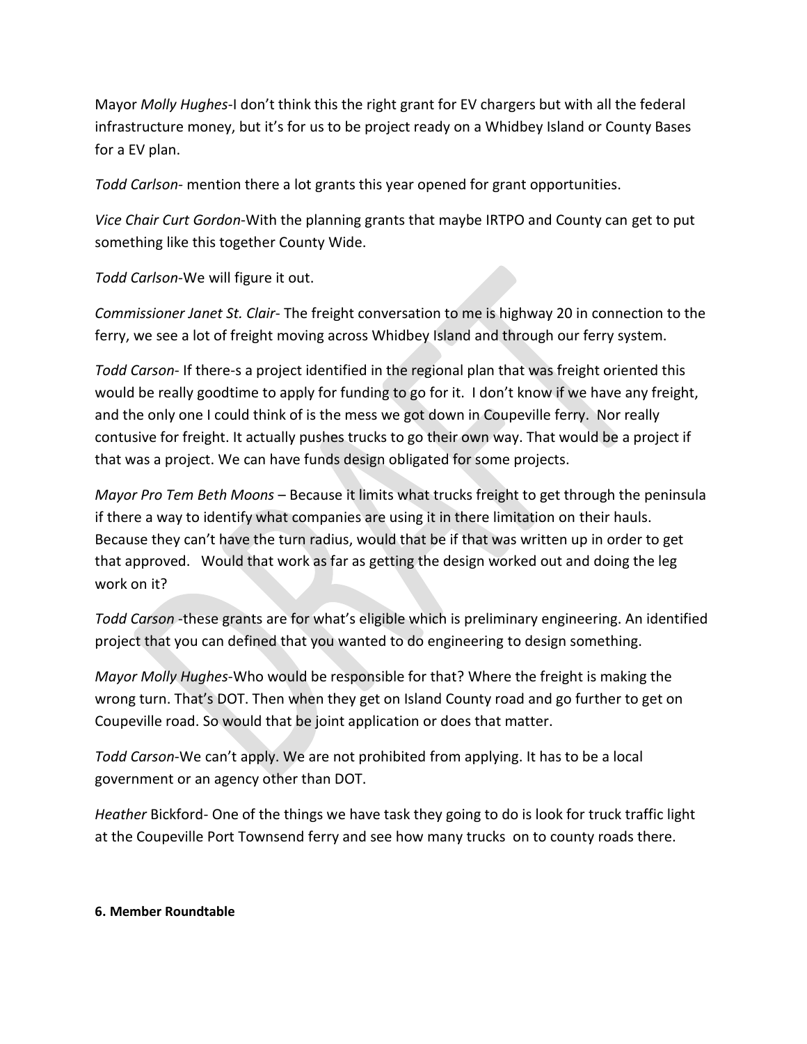Mayor *Molly Hughes*-I don't think this the right grant for EV chargers but with all the federal infrastructure money, but it's for us to be project ready on a Whidbey Island or County Bases for a EV plan.

*Todd Carlson*- mention there a lot grants this year opened for grant opportunities.

*Vice Chair Curt Gordon*-With the planning grants that maybe IRTPO and County can get to put something like this together County Wide.

*Todd Carlson*-We will figure it out.

*Commissioner Janet St. Clair*- The freight conversation to me is highway 20 in connection to the ferry, we see a lot of freight moving across Whidbey Island and through our ferry system.

*Todd Carson*- If there-s a project identified in the regional plan that was freight oriented this would be really goodtime to apply for funding to go for it. I don't know if we have any freight, and the only one I could think of is the mess we got down in Coupeville ferry. Nor really contusive for freight. It actually pushes trucks to go their own way. That would be a project if that was a project. We can have funds design obligated for some projects.

*Mayor Pro Tem Beth Moons* – Because it limits what trucks freight to get through the peninsula if there a way to identify what companies are using it in there limitation on their hauls. Because they can't have the turn radius, would that be if that was written up in order to get that approved. Would that work as far as getting the design worked out and doing the leg work on it?

*Todd Carson* -these grants are for what's eligible which is preliminary engineering. An identified project that you can defined that you wanted to do engineering to design something.

*Mayor Molly Hughes*-Who would be responsible for that? Where the freight is making the wrong turn. That's DOT. Then when they get on Island County road and go further to get on Coupeville road. So would that be joint application or does that matter.

*Todd Carson*-We can't apply. We are not prohibited from applying. It has to be a local government or an agency other than DOT.

*Heather* Bickford- One of the things we have task they going to do is look for truck traffic light at the Coupeville Port Townsend ferry and see how many trucks on to county roads there.

**6. Member Roundtable**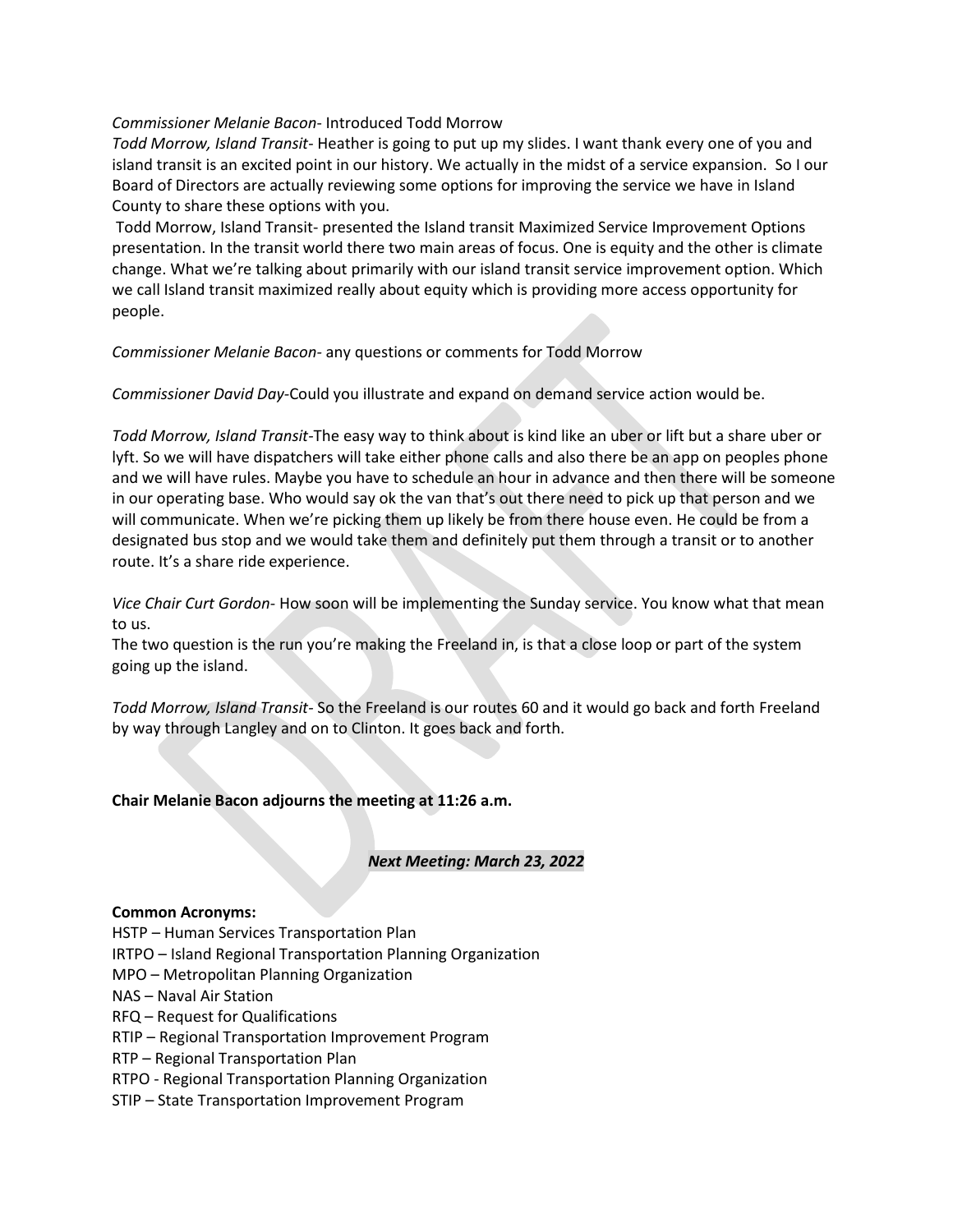*Commissioner Melanie Bacon*- Introduced Todd Morrow

*Todd Morrow, Island Transit*- Heather is going to put up my slides. I want thank every one of you and island transit is an excited point in our history. We actually in the midst of a service expansion. So I our Board of Directors are actually reviewing some options for improving the service we have in Island County to share these options with you.

Todd Morrow, Island Transit- presented the Island transit Maximized Service Improvement Options presentation. In the transit world there two main areas of focus. One is equity and the other is climate change. What we're talking about primarily with our island transit service improvement option. Which we call Island transit maximized really about equity which is providing more access opportunity for people.

*Commissioner Melanie Bacon*- any questions or comments for Todd Morrow

*Commissioner David Day*-Could you illustrate and expand on demand service action would be.

*Todd Morrow, Island Transit*-The easy way to think about is kind like an uber or lift but a share uber or lyft. So we will have dispatchers will take either phone calls and also there be an app on peoples phone and we will have rules. Maybe you have to schedule an hour in advance and then there will be someone in our operating base. Who would say ok the van that's out there need to pick up that person and we will communicate. When we're picking them up likely be from there house even. He could be from a designated bus stop and we would take them and definitely put them through a transit or to another route. It's a share ride experience.

*Vice Chair Curt Gordon*- How soon will be implementing the Sunday service. You know what that mean to us.

The two question is the run you're making the Freeland in, is that a close loop or part of the system going up the island.

*Todd Morrow, Island Transit*- So the Freeland is our routes 60 and it would go back and forth Freeland by way through Langley and on to Clinton. It goes back and forth.

**Chair Melanie Bacon adjourns the meeting at 11:26 a.m.**

***Next Meeting: March 23, 2022***

**Common Acronyms:**

HSTP – Human Services Transportation Plan
IRTPO – Island Regional Transportation Planning Organization
MPO – Metropolitan Planning Organization
NAS – Naval Air Station
RFQ – Request for Qualifications
RTIP – Regional Transportation Improvement Program
RTP – Regional Transportation Plan
RTPO - Regional Transportation Planning Organization
STIP – State Transportation Improvement Program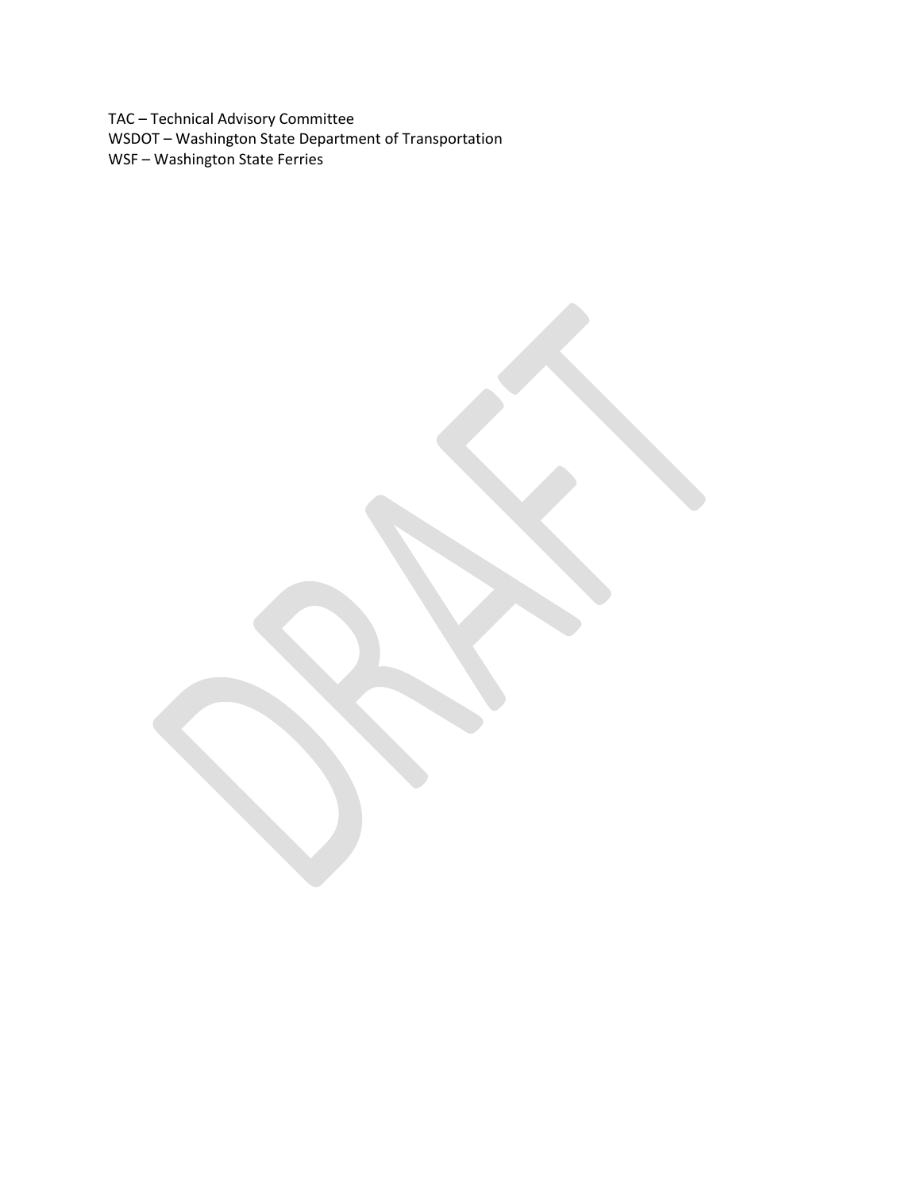TAC – Technical Advisory Committee
WSDOT – Washington State Department of Transportation
WSF – Washington State Ferries